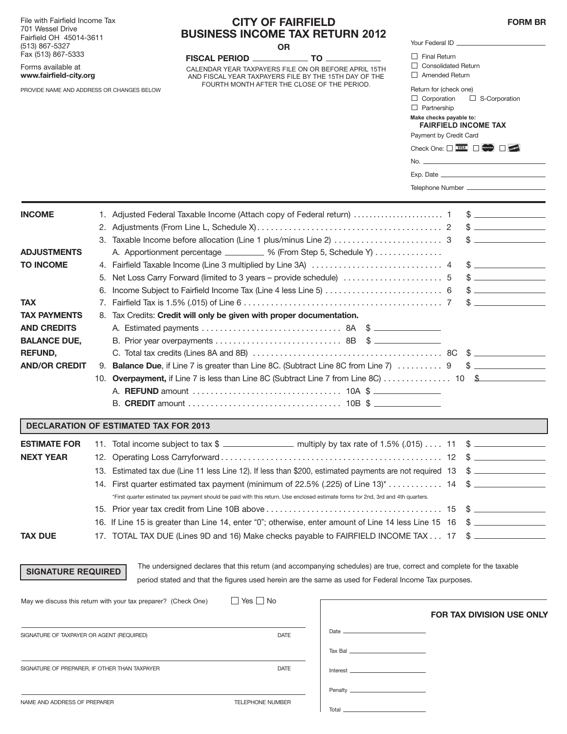File with Fairfield Income Tax
701 Wessel Drive
Fairfield OH 45014-3611
(513) 867-5327
Fax (513) 867-5333

Forms available at
**www.fairfield-city.org**

PROVIDE NAME AND ADDRESS OR CHANGES BELOW

# CITY OF FAIRFIELD
# BUSINESS INCOME TAX RETURN 2012

**OR**

**FISCAL PERIOD** ____________ **TO** ____________

CALENDAR YEAR TAXPAYERS FILE ON OR BEFORE APRIL 15TH AND FISCAL YEAR TAXPAYERS FILE BY THE 15TH DAY OF THE FOURTH MONTH AFTER THE CLOSE OF THE PERIOD.

**FORM BR**

Your Federal ID ____________

☐ Final Return
☐ Consolidated Return
☐ Amended Return

Return for (check one)
☐ Corporation ☐ S-Corporation
☐ Partnership

**Make checks payable to:**
**FAIRFIELD INCOME TAX**

Payment by Credit Card

Check One: ☐ VISA ☐ MasterCard ☐ Discover

No. ____________

Exp. Date ____________

Telephone Number ____________

| | | | |
|---|---|---|---|
| **INCOME** | 1. Adjusted Federal Taxable Income (Attach copy of Federal return) | 1 | $ ________ |
| | 2. Adjustments (From Line L, Schedule X) | 2 | $ ________ |
| | 3. Taxable Income before allocation (Line 1 plus/minus Line 2) | 3 | $ ________ |
| **ADJUSTMENTS TO INCOME** | A. Apportionment percentage ________ % (From Step 5, Schedule Y) | | |
| | 4. Fairfield Taxable Income (Line 3 multiplied by Line 3A) | 4 | $ ________ |
| | 5. Net Loss Carry Forward (limited to 3 years – provide schedule) | 5 | $ ________ |
| | 6. Income Subject to Fairfield Income Tax (Line 4 less Line 5) | 6 | $ ________ |
| **TAX** | 7. Fairfield Tax is 1.5% (.015) of Line 6 | 7 | $ ________ |
| **TAX PAYMENTS AND CREDITS** | 8. Tax Credits: **Credit will only be given with proper documentation.** | | |
| | A. Estimated payments ........ 8A $ ________ | | |
| **BALANCE DUE, REFUND, AND/OR CREDIT** | B. Prior year overpayments ........ 8B $ ________ | | |
| | C. Total tax credits (Lines 8A and 8B) | 8C | $ ________ |
| | 9. **Balance Due**, if Line 7 is greater than Line 8C. (Subtract Line 8C from Line 7) | 9 | $ ________ |
| | 10. **Overpayment,** if Line 7 is less than Line 8C (Subtract Line 7 from Line 8C) | 10 | $ ________ |
| | A. **REFUND** amount ........ 10A $ ________ | | |
| | B. **CREDIT** amount ........ 10B $ ________ | | |

## DECLARATION OF ESTIMATED TAX FOR 2013

| | | | |
|---|---|---|---|
| **ESTIMATE FOR NEXT YEAR** | 11. Total income subject to tax $ ________ multiply by tax rate of 1.5% (.015) | 11 | $ ________ |
| | 12. Operating Loss Carryforward | 12 | $ ________ |
| | 13. Estimated tax due (Line 11 less Line 12). If less than $200, estimated payments are not required | 13 | $ ________ |
| | 14. First quarter estimated tax payment (minimum of 22.5% (.225) of Line 13)* | 14 | $ ________ |
| | *First quarter estimated tax payment should be paid with this return. Use enclosed estimate forms for 2nd, 3rd and 4th quarters. | | |
| | 15. Prior year tax credit from Line 10B above | 15 | $ ________ |
| | 16. If Line 15 is greater than Line 14, enter "0"; otherwise, enter amount of Line 14 less Line 15 | 16 | $ ________ |
| **TAX DUE** | 17. TOTAL TAX DUE (Lines 9D and 16) Make checks payable to FAIRFIELD INCOME TAX | 17 | $ ________ |

**SIGNATURE REQUIRED**

The undersigned declares that this return (and accompanying schedules) are true, correct and complete for the taxable period stated and that the figures used herein are the same as used for Federal Income Tax purposes.

May we discuss this return with your tax preparer? (Check One) ☐ Yes ☐ No

________________________________________
SIGNATURE OF TAXPAYER OR AGENT (REQUIRED) DATE

________________________________________
SIGNATURE OF PREPARER, IF OTHER THAN TAXPAYER DATE

________________________________________
NAME AND ADDRESS OF PREPARER TELEPHONE NUMBER

**FOR TAX DIVISION USE ONLY**

Date ____________

Tax Bal ____________

Interest ____________

Penalty ____________

Total ____________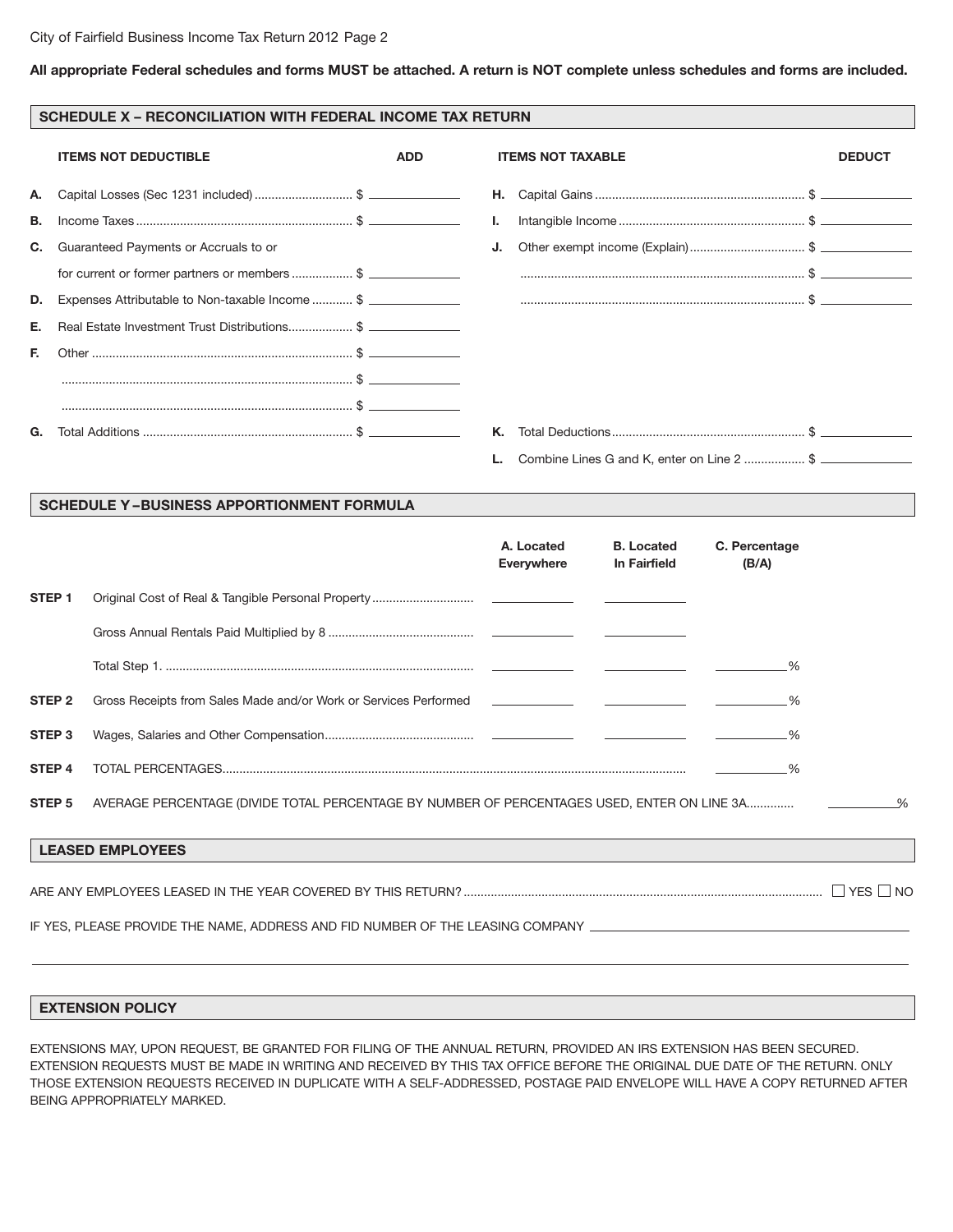**All appropriate Federal schedules and forms MUST be attached. A return is NOT complete unless schedules and forms are included.**

## SCHEDULE X – RECONCILIATION WITH FEDERAL INCOME TAX RETURN

| | ITEMS NOT DEDUCTIBLE | ADD | | ITEMS NOT TAXABLE | DEDUCT |
|---|---|---|---|---|---|
| A. | Capital Losses (Sec 1231 included) | $ | H. | Capital Gains | $ |
| B. | Income Taxes | $ | I. | Intangible Income | $ |
| C. | Guaranteed Payments or Accruals to or for current or former partners or members | $ | J. | Other exempt income (Explain) | $ |
| | | | | | $ |
| D. | Expenses Attributable to Non-taxable Income | $ | | | $ |
| E. | Real Estate Investment Trust Distributions | $ | | | |
| F. | Other | $ | | | |
| | | $ | | | |
| | | $ | | | |
| G. | Total Additions | $ | K. | Total Deductions | $ |
| | | | L. | Combine Lines G and K, enter on Line 2 | $ |

## SCHEDULE Y – BUSINESS APPORTIONMENT FORMULA

| | | A. Located Everywhere | B. Located In Fairfield | C. Percentage (B/A) |
|---|---|---|---|---|
| STEP 1 | Original Cost of Real & Tangible Personal Property | | | |
| | Gross Annual Rentals Paid Multiplied by 8 | | | |
| | Total Step 1. | | | % |
| STEP 2 | Gross Receipts from Sales Made and/or Work or Services Performed | | | % |
| STEP 3 | Wages, Salaries and Other Compensation | | | % |
| STEP 4 | TOTAL PERCENTAGES | | | % |
| STEP 5 | AVERAGE PERCENTAGE (DIVIDE TOTAL PERCENTAGE BY NUMBER OF PERCENTAGES USED, ENTER ON LINE 3A | | | % |

## LEASED EMPLOYEES

ARE ANY EMPLOYEES LEASED IN THE YEAR COVERED BY THIS RETURN? ☐ YES ☐ NO

IF YES, PLEASE PROVIDE THE NAME, ADDRESS AND FID NUMBER OF THE LEASING COMPANY ______________________

## EXTENSION POLICY

EXTENSIONS MAY, UPON REQUEST, BE GRANTED FOR FILING OF THE ANNUAL RETURN, PROVIDED AN IRS EXTENSION HAS BEEN SECURED. EXTENSION REQUESTS MUST BE MADE IN WRITING AND RECEIVED BY THIS TAX OFFICE BEFORE THE ORIGINAL DUE DATE OF THE RETURN. ONLY THOSE EXTENSION REQUESTS RECEIVED IN DUPLICATE WITH A SELF-ADDRESSED, POSTAGE PAID ENVELOPE WILL HAVE A COPY RETURNED AFTER BEING APPROPRIATELY MARKED.